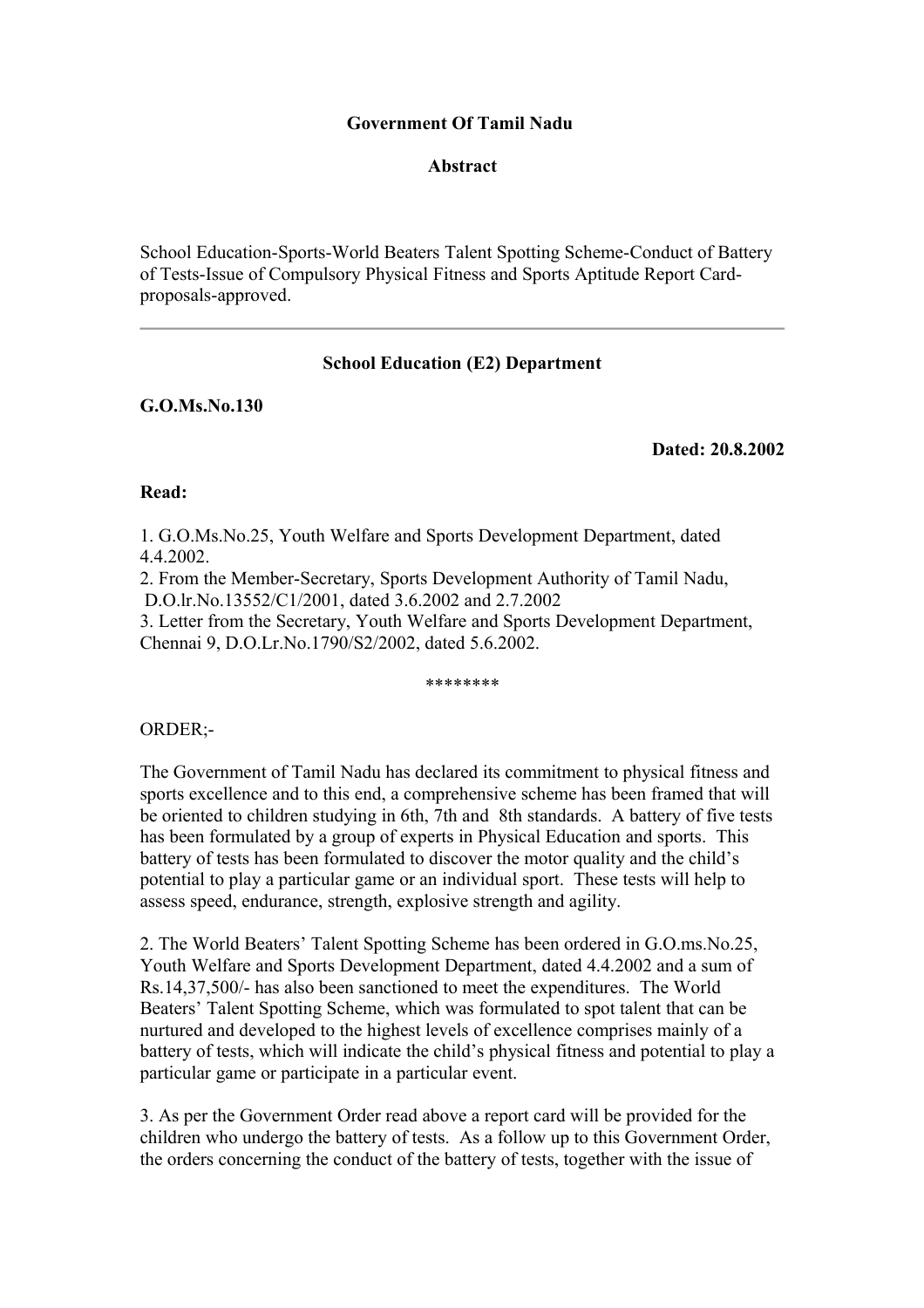**Government Of Tamil Nadu**

**Abstract**

School Education-Sports-World Beaters Talent Spotting Scheme-Conduct of Battery of Tests-Issue of Compulsory Physical Fitness and Sports Aptitude Report Card-proposals-approved.

---

**School Education (E2) Department**

**G.O.Ms.No.130**

**Dated: 20.8.2002**

**Read:**

1. G.O.Ms.No.25, Youth Welfare and Sports Development Department, dated 4.4.2002.
2. From the Member-Secretary, Sports Development Authority of Tamil Nadu, D.O.lr.No.13552/C1/2001, dated 3.6.2002 and 2.7.2002
3. Letter from the Secretary, Youth Welfare and Sports Development Department, Chennai 9, D.O.Lr.No.1790/S2/2002, dated 5.6.2002.

\*\*\*\*\*\*\*\*

ORDER;-

The Government of Tamil Nadu has declared its commitment to physical fitness and sports excellence and to this end, a comprehensive scheme has been framed that will be oriented to children studying in 6th, 7th and 8th standards. A battery of five tests has been formulated by a group of experts in Physical Education and sports. This battery of tests has been formulated to discover the motor quality and the child's potential to play a particular game or an individual sport. These tests will help to assess speed, endurance, strength, explosive strength and agility.

2. The World Beaters' Talent Spotting Scheme has been ordered in G.O.ms.No.25, Youth Welfare and Sports Development Department, dated 4.4.2002 and a sum of Rs.14,37,500/- has also been sanctioned to meet the expenditures. The World Beaters' Talent Spotting Scheme, which was formulated to spot talent that can be nurtured and developed to the highest levels of excellence comprises mainly of a battery of tests, which will indicate the child's physical fitness and potential to play a particular game or participate in a particular event.

3. As per the Government Order read above a report card will be provided for the children who undergo the battery of tests. As a follow up to this Government Order, the orders concerning the conduct of the battery of tests, together with the issue of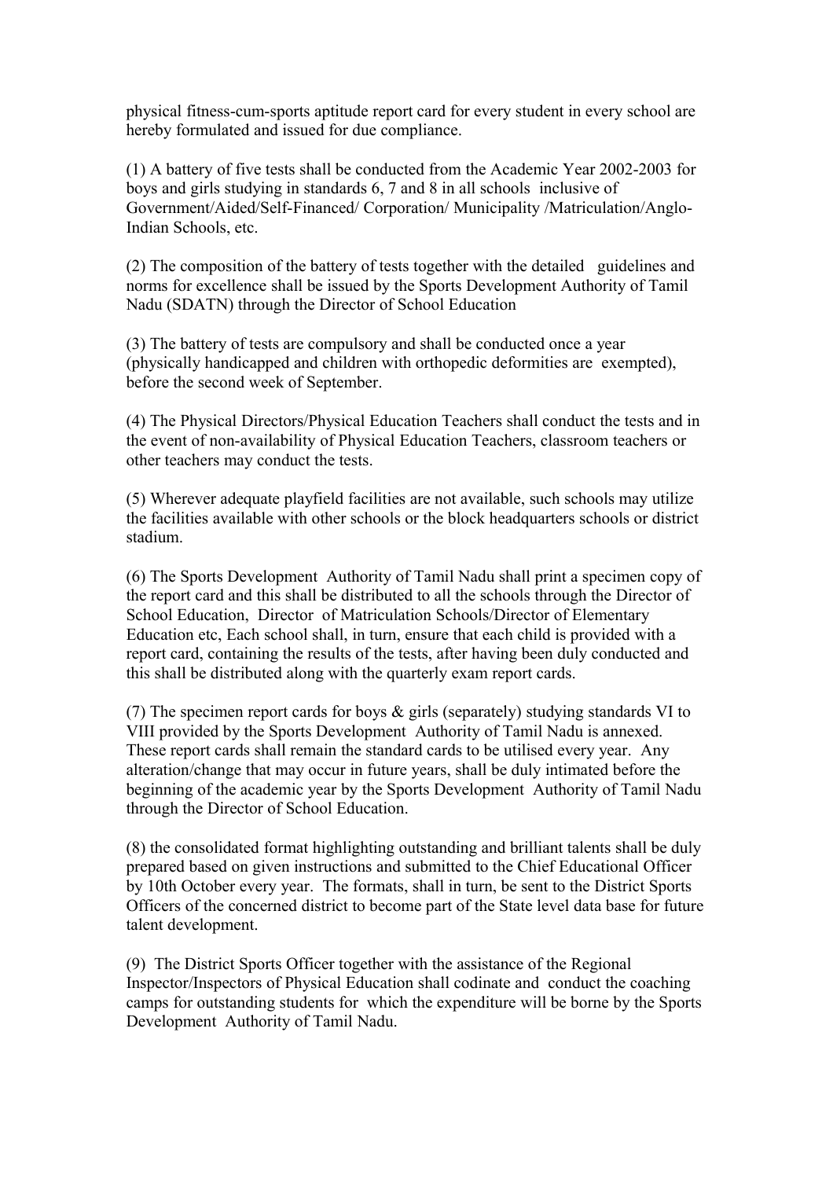physical fitness-cum-sports aptitude report card for every student in every school are hereby formulated and issued for due compliance.

(1) A battery of five tests shall be conducted from the Academic Year 2002-2003 for boys and girls studying in standards 6, 7 and 8 in all schools inclusive of Government/Aided/Self-Financed/ Corporation/ Municipality /Matriculation/Anglo-Indian Schools, etc.

(2) The composition of the battery of tests together with the detailed guidelines and norms for excellence shall be issued by the Sports Development Authority of Tamil Nadu (SDATN) through the Director of School Education

(3) The battery of tests are compulsory and shall be conducted once a year (physically handicapped and children with orthopedic deformities are exempted), before the second week of September.

(4) The Physical Directors/Physical Education Teachers shall conduct the tests and in the event of non-availability of Physical Education Teachers, classroom teachers or other teachers may conduct the tests.

(5) Wherever adequate playfield facilities are not available, such schools may utilize the facilities available with other schools or the block headquarters schools or district stadium.

(6) The Sports Development Authority of Tamil Nadu shall print a specimen copy of the report card and this shall be distributed to all the schools through the Director of School Education, Director of Matriculation Schools/Director of Elementary Education etc, Each school shall, in turn, ensure that each child is provided with a report card, containing the results of the tests, after having been duly conducted and this shall be distributed along with the quarterly exam report cards.

(7) The specimen report cards for boys & girls (separately) studying standards VI to VIII provided by the Sports Development Authority of Tamil Nadu is annexed. These report cards shall remain the standard cards to be utilised every year. Any alteration/change that may occur in future years, shall be duly intimated before the beginning of the academic year by the Sports Development Authority of Tamil Nadu through the Director of School Education.

(8) the consolidated format highlighting outstanding and brilliant talents shall be duly prepared based on given instructions and submitted to the Chief Educational Officer by 10th October every year. The formats, shall in turn, be sent to the District Sports Officers of the concerned district to become part of the State level data base for future talent development.

(9) The District Sports Officer together with the assistance of the Regional Inspector/Inspectors of Physical Education shall codinate and conduct the coaching camps for outstanding students for which the expenditure will be borne by the Sports Development Authority of Tamil Nadu.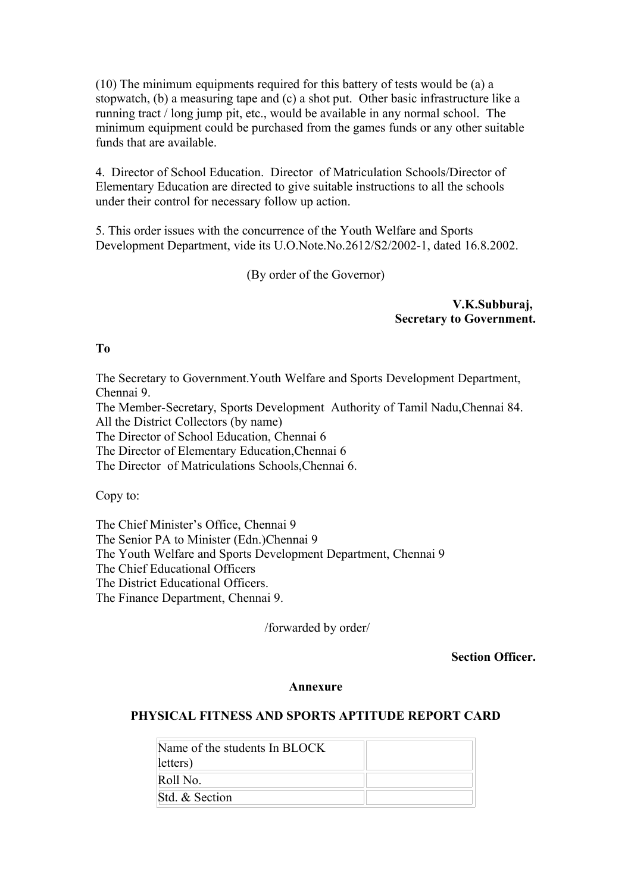(10) The minimum equipments required for this battery of tests would be (a) a stopwatch, (b) a measuring tape and (c) a shot put. Other basic infrastructure like a running tract / long jump pit, etc., would be available in any normal school. The minimum equipment could be purchased from the games funds or any other suitable funds that are available.

4. Director of School Education. Director of Matriculation Schools/Director of Elementary Education are directed to give suitable instructions to all the schools under their control for necessary follow up action.

5. This order issues with the concurrence of the Youth Welfare and Sports Development Department, vide its U.O.Note.No.2612/S2/2002-1, dated 16.8.2002.

(By order of the Governor)

**V.K.Subburaj,**
**Secretary to Government.**

**To**

The Secretary to Government.Youth Welfare and Sports Development Department, Chennai 9.
The Member-Secretary, Sports Development Authority of Tamil Nadu,Chennai 84.
All the District Collectors (by name)
The Director of School Education, Chennai 6
The Director of Elementary Education,Chennai 6
The Director of Matriculations Schools,Chennai 6.

Copy to:

The Chief Minister's Office, Chennai 9
The Senior PA to Minister (Edn.)Chennai 9
The Youth Welfare and Sports Development Department, Chennai 9
The Chief Educational Officers
The District Educational Officers.
The Finance Department, Chennai 9.

/forwarded by order/

**Section Officer.**

## Annexure

## PHYSICAL FITNESS AND SPORTS APTITUDE REPORT CARD

| | |
|---|---|
| Name of the students In BLOCK letters) | |
| Roll No. | |
| Std. & Section | |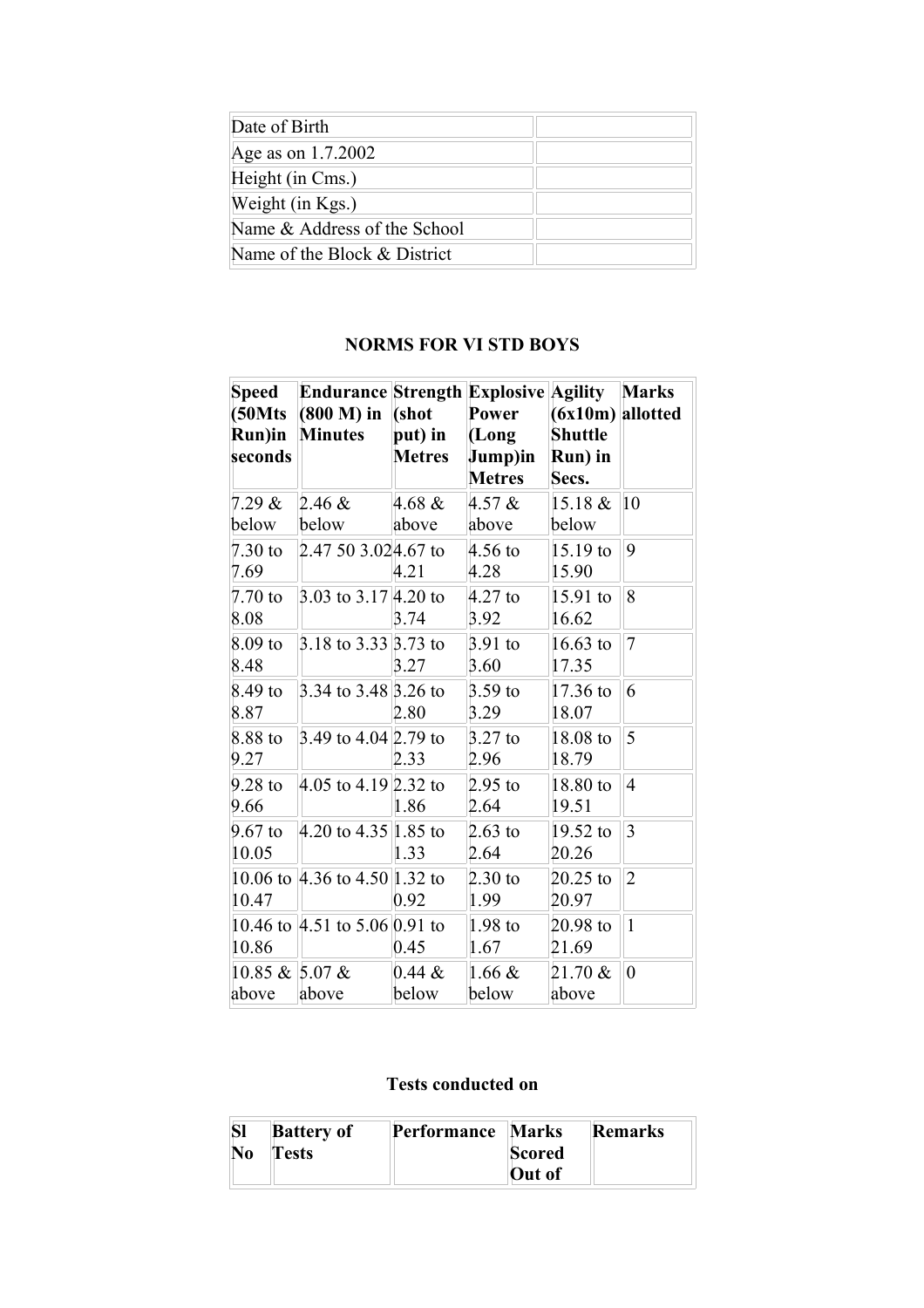| Date of Birth | |
|---|---|
| Age as on 1.7.2002 | |
| Height (in Cms.) | |
| Weight (in Kgs.) | |
| Name & Address of the School | |
| Name of the Block & District | |

## NORMS FOR VI STD BOYS

| Speed (50Mts Run)in seconds | Endurance (800 M) in Minutes | Strength (shot put) in Metres | Explosive Power (Long Jump)in Metres | Agility (6x10m) Shuttle Run) in Secs. | Marks allotted |
|---|---|---|---|---|---|
| 7.29 & below | 2.46 & below | 4.68 & above | 4.57 & above | 15.18 & below | 10 |
| 7.30 to 7.69 | 2.47 50 3.02 | 4.67 to 4.21 | 4.56 to 4.28 | 15.19 to 15.90 | 9 |
| 7.70 to 8.08 | 3.03 to 3.17 | 4.20 to 3.74 | 4.27 to 3.92 | 15.91 to 16.62 | 8 |
| 8.09 to 8.48 | 3.18 to 3.33 | 3.73 to 3.27 | 3.91 to 3.60 | 16.63 to 17.35 | 7 |
| 8.49 to 8.87 | 3.34 to 3.48 | 3.26 to 2.80 | 3.59 to 3.29 | 17.36 to 18.07 | 6 |
| 8.88 to 9.27 | 3.49 to 4.04 | 2.79 to 2.33 | 3.27 to 2.96 | 18.08 to 18.79 | 5 |
| 9.28 to 9.66 | 4.05 to 4.19 | 2.32 to 1.86 | 2.95 to 2.64 | 18.80 to 19.51 | 4 |
| 9.67 to 10.05 | 4.20 to 4.35 | 1.85 to 1.33 | 2.63 to 2.64 | 19.52 to 20.26 | 3 |
| 10.06 to 10.47 | 4.36 to 4.50 | 1.32 to 0.92 | 2.30 to 1.99 | 20.25 to 20.97 | 2 |
| 10.46 to 10.86 | 4.51 to 5.06 | 0.91 to 0.45 | 1.98 to 1.67 | 20.98 to 21.69 | 1 |
| 10.85 & above | 5.07 & above | 0.44 & below | 1.66 & below | 21.70 & above | 0 |

### Tests conducted on

| Sl No | Battery of Tests | Performance | Marks Scored Out of | Remarks |
|---|---|---|---|---|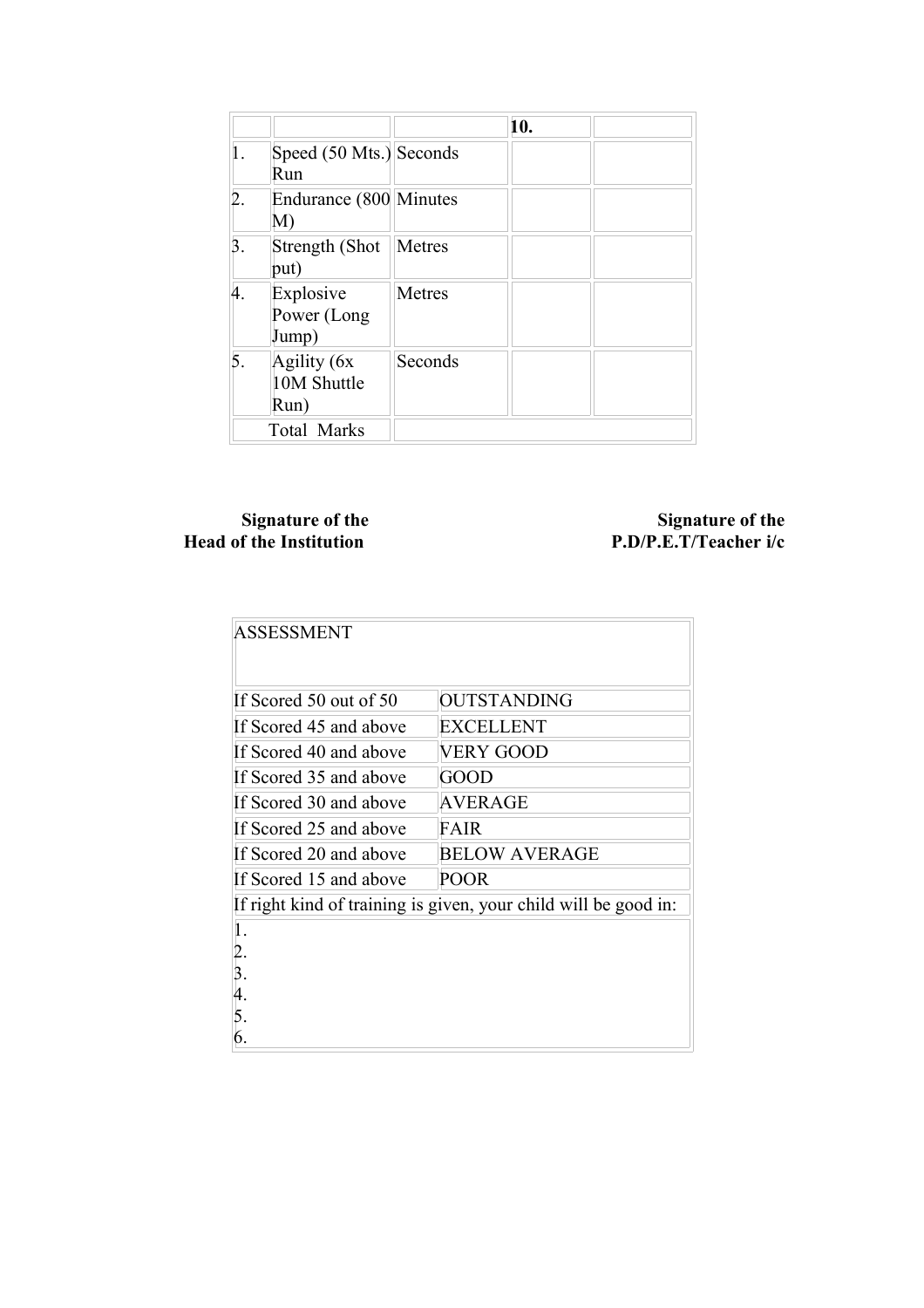| | | | | |
|---|---|---|---|---|
| | | | **10.** | |
| 1. | Speed (50 Mts.) Run | Seconds | | |
| 2. | Endurance (800 M) | Minutes | | |
| 3. | Strength (Shot put) | Metres | | |
| 4. | Explosive Power (Long Jump) | Metres | | |
| 5. | Agility (6x 10M Shuttle Run) | Seconds | | |
| Total Marks | | | | |

**Signature of the Head of the Institution**

**Signature of the P.D/P.E.T/Teacher i/c**

| | |
|---|---|
| ASSESSMENT | |
| If Scored 50 out of 50 | OUTSTANDING |
| If Scored 45 and above | EXCELLENT |
| If Scored 40 and above | VERY GOOD |
| If Scored 35 and above | GOOD |
| If Scored 30 and above | AVERAGE |
| If Scored 25 and above | FAIR |
| If Scored 20 and above | BELOW AVERAGE |
| If Scored 15 and above | POOR |
| If right kind of training is given, your child will be good in: | |
| 1.<br>2.<br>3.<br>4.<br>5.<br>6. | |